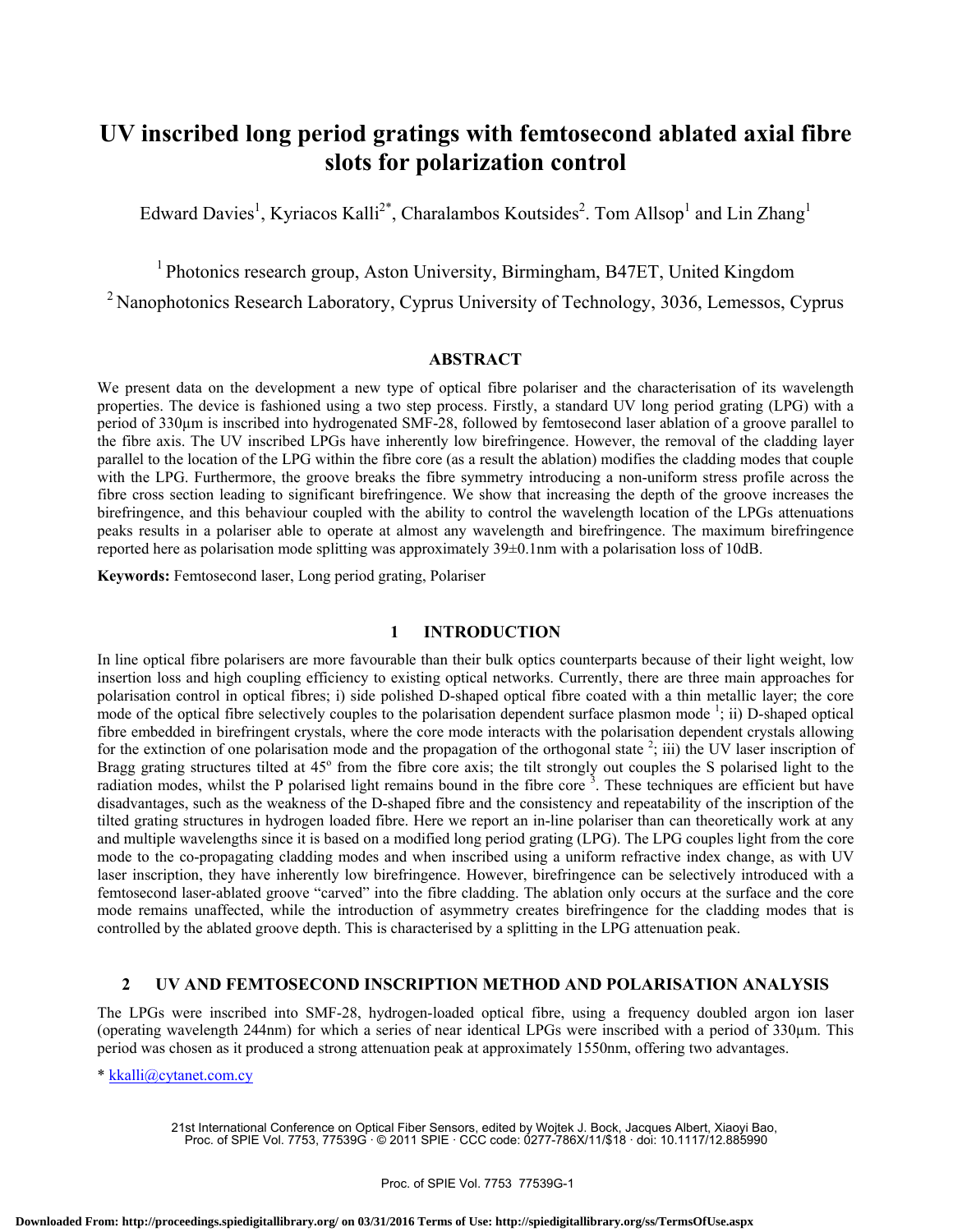# UV inscribed long period gratings with femtosecond ablated axial fibre slots for polarization control

Edward Davies[1], Kyriacos Kalli[2*], Charalambos Koutsides[2]. Tom Allsop[1] and Lin Zhang[1]

[1] Photonics research group, Aston University, Birmingham, B47ET, United Kingdom

[2] Nanophotonics Research Laboratory, Cyprus University of Technology, 3036, Lemessos, Cyprus

## ABSTRACT

We present data on the development a new type of optical fibre polariser and the characterisation of its wavelength properties. The device is fashioned using a two step process. Firstly, a standard UV long period grating (LPG) with a period of 330µm is inscribed into hydrogenated SMF-28, followed by femtosecond laser ablation of a groove parallel to the fibre axis. The UV inscribed LPGs have inherently low birefringence. However, the removal of the cladding layer parallel to the location of the LPG within the fibre core (as a result the ablation) modifies the cladding modes that couple with the LPG. Furthermore, the groove breaks the fibre symmetry introducing a non-uniform stress profile across the fibre cross section leading to significant birefringence. We show that increasing the depth of the groove increases the birefringence, and this behaviour coupled with the ability to control the wavelength location of the LPGs attenuations peaks results in a polariser able to operate at almost any wavelength and birefringence. The maximum birefringence reported here as polarisation mode splitting was approximately 39±0.1nm with a polarisation loss of 10dB.

**Keywords:** Femtosecond laser, Long period grating, Polariser

## 1 INTRODUCTION

In line optical fibre polarisers are more favourable than their bulk optics counterparts because of their light weight, low insertion loss and high coupling efficiency to existing optical networks. Currently, there are three main approaches for polarisation control in optical fibres; i) side polished D-shaped optical fibre coated with a thin metallic layer; the core mode of the optical fibre selectively couples to the polarisation dependent surface plasmon mode [1]; ii) D-shaped optical fibre embedded in birefringent crystals, where the core mode interacts with the polarisation dependent crystals allowing for the extinction of one polarisation mode and the propagation of the orthogonal state [2]; iii) the UV laser inscription of Bragg grating structures tilted at 45° from the fibre core axis; the tilt strongly out couples the S polarised light to the radiation modes, whilst the P polarised light remains bound in the fibre core [3]. These techniques are efficient but have disadvantages, such as the weakness of the D-shaped fibre and the consistency and repeatability of the inscription of the tilted grating structures in hydrogen loaded fibre. Here we report an in-line polariser than can theoretically work at any and multiple wavelengths since it is based on a modified long period grating (LPG). The LPG couples light from the core mode to the co-propagating cladding modes and when inscribed using a uniform refractive index change, as with UV laser inscription, they have inherently low birefringence. However, birefringence can be selectively introduced with a femtosecond laser-ablated groove "carved" into the fibre cladding. The ablation only occurs at the surface and the core mode remains unaffected, while the introduction of asymmetry creates birefringence for the cladding modes that is controlled by the ablated groove depth. This is characterised by a splitting in the LPG attenuation peak.

## 2 UV AND FEMTOSECOND INSCRIPTION METHOD AND POLARISATION ANALYSIS

The LPGs were inscribed into SMF-28, hydrogen-loaded optical fibre, using a frequency doubled argon ion laser (operating wavelength 244nm) for which a series of near identical LPGs were inscribed with a period of 330µm. This period was chosen as it produced a strong attenuation peak at approximately 1550nm, offering two advantages.

\* kkalli@cytanet.com.cy

21st International Conference on Optical Fiber Sensors, edited by Wojtek J. Bock, Jacques Albert, Xiaoyi Bao, Proc. of SPIE Vol. 7753, 77539G · © 2011 SPIE · CCC code: 0277-786X/11/$18 · doi: 10.1117/12.885990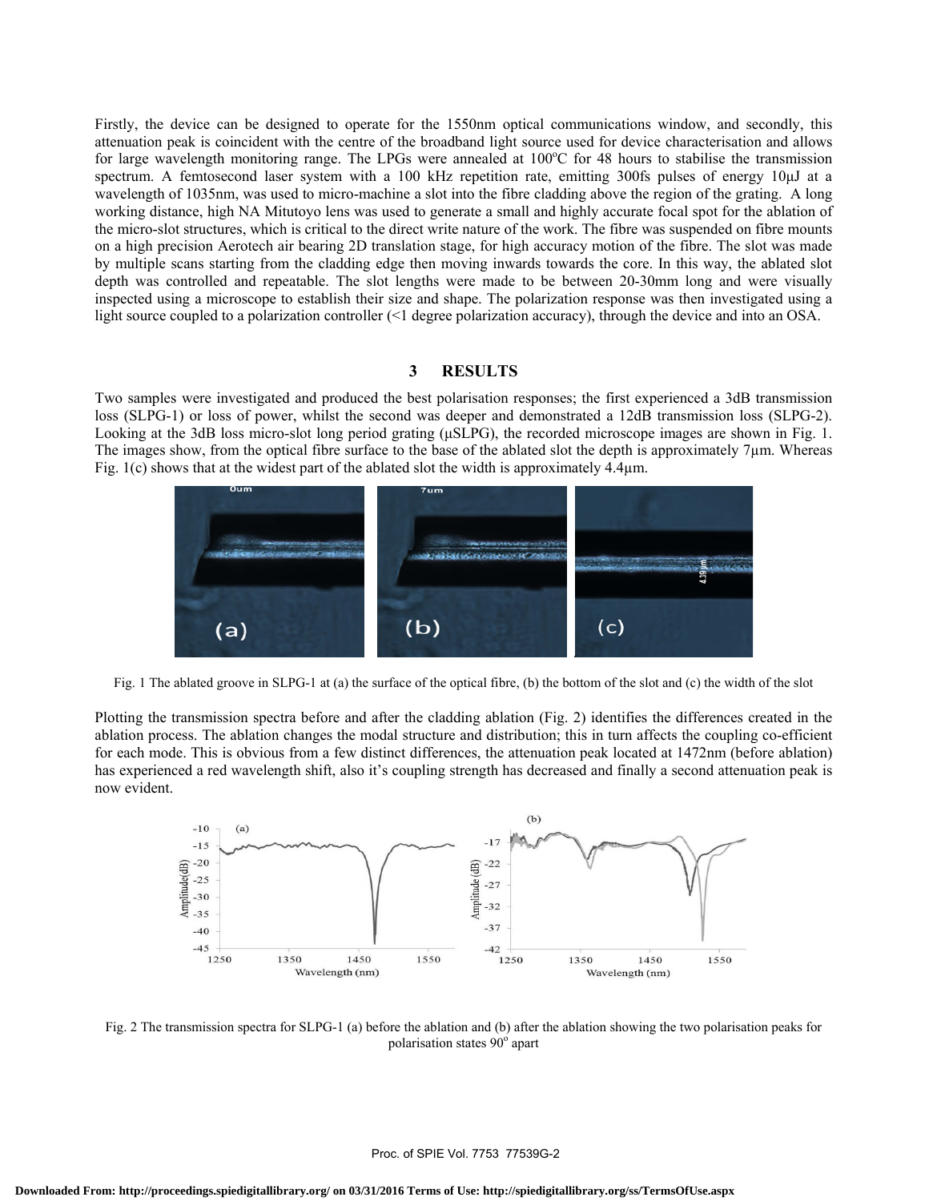Firstly, the device can be designed to operate for the 1550nm optical communications window, and secondly, this attenuation peak is coincident with the centre of the broadband light source used for device characterisation and allows for large wavelength monitoring range. The LPGs were annealed at 100°C for 48 hours to stabilise the transmission spectrum. A femtosecond laser system with a 100 kHz repetition rate, emitting 300fs pulses of energy 10μJ at a wavelength of 1035nm, was used to micro-machine a slot into the fibre cladding above the region of the grating. A long working distance, high NA Mitutoyo lens was used to generate a small and highly accurate focal spot for the ablation of the micro-slot structures, which is critical to the direct write nature of the work. The fibre was suspended on fibre mounts on a high precision Aerotech air bearing 2D translation stage, for high accuracy motion of the fibre. The slot was made by multiple scans starting from the cladding edge then moving inwards towards the core. In this way, the ablated slot depth was controlled and repeatable. The slot lengths were made to be between 20-30mm long and were visually inspected using a microscope to establish their size and shape. The polarization response was then investigated using a light source coupled to a polarization controller (<1 degree polarization accuracy), through the device and into an OSA.

## 3 RESULTS

Two samples were investigated and produced the best polarisation responses; the first experienced a 3dB transmission loss (SLPG-1) or loss of power, whilst the second was deeper and demonstrated a 12dB transmission loss (SLPG-2). Looking at the 3dB loss micro-slot long period grating (μSLPG), the recorded microscope images are shown in Fig. 1. The images show, from the optical fibre surface to the base of the ablated slot the depth is approximately 7μm. Whereas Fig. 1(c) shows that at the widest part of the ablated slot the width is approximately 4.4μm.

0um

7um

4.39 μm

(a)

(b)

(c)

Fig. 1 The ablated groove in SLPG-1 at (a) the surface of the optical fibre, (b) the bottom of the slot and (c) the width of the slot

Plotting the transmission spectra before and after the cladding ablation (Fig. 2) identifies the differences created in the ablation process. The ablation changes the modal structure and distribution; this in turn affects the coupling co-efficient for each mode. This is obvious from a few distinct differences, the attenuation peak located at 1472nm (before ablation) has experienced a red wavelength shift, also it's coupling strength has decreased and finally a second attenuation peak is now evident.

(a)

Amplitude(dB)

-10
-15
-20
-25
-30
-35
-40
-45

1250 1350 1450 1550

Wavelength (nm)

(b)

Amplitude (dB)

-17
-22
-27
-32
-37
-42

1250 1350 1450 1550

Wavelength (nm)

Fig. 2 The transmission spectra for SLPG-1 (a) before the ablation and (b) after the ablation showing the two polarisation peaks for polarisation states 90° apart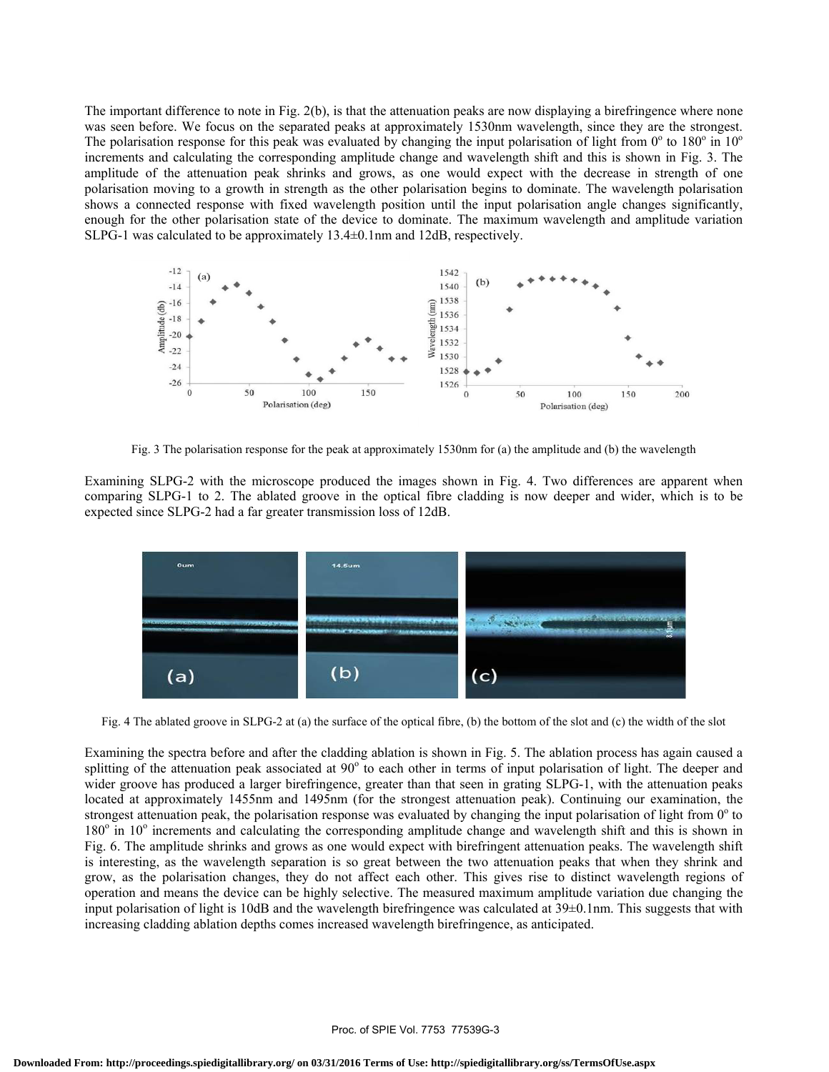The important difference to note in Fig. 2(b), is that the attenuation peaks are now displaying a birefringence where none was seen before. We focus on the separated peaks at approximately 1530nm wavelength, since they are the strongest. The polarisation response for this peak was evaluated by changing the input polarisation of light from 0$^o$ to 180$^o$ in 10$^o$ increments and calculating the corresponding amplitude change and wavelength shift and this is shown in Fig. 3. The amplitude of the attenuation peak shrinks and grows, as one would expect with the decrease in strength of one polarisation moving to a growth in strength as the other polarisation begins to dominate. The wavelength polarisation shows a connected response with fixed wavelength position until the input polarisation angle changes significantly, enough for the other polarisation state of the device to dominate. The maximum wavelength and amplitude variation SLPG-1 was calculated to be approximately 13.4±0.1nm and 12dB, respectively.

(a)
Amplitude (db)
-12
-14
-16
-18
-20
-22
-24
-26
0 50 100 150
Polarisation (deg)

(b)
Wavelength (nm)
1542
1540
1538
1536
1534
1532
1530
1528
1526
0 50 100 150 200
Polarisation (deg)

Fig. 3 The polarisation response for the peak at approximately 1530nm for (a) the amplitude and (b) the wavelength

Examining SLPG-2 with the microscope produced the images shown in Fig. 4. Two differences are apparent when comparing SLPG-1 to 2. The ablated groove in the optical fibre cladding is now deeper and wider, which is to be expected since SLPG-2 had a far greater transmission loss of 12dB.

0um
14.5um
8.9um
(a) (b) (c)

Fig. 4 The ablated groove in SLPG-2 at (a) the surface of the optical fibre, (b) the bottom of the slot and (c) the width of the slot

Examining the spectra before and after the cladding ablation is shown in Fig. 5. The ablation process has again caused a splitting of the attenuation peak associated at 90$^o$ to each other in terms of input polarisation of light. The deeper and wider groove has produced a larger birefringence, greater than that seen in grating SLPG-1, with the attenuation peaks located at approximately 1455nm and 1495nm (for the strongest attenuation peak). Continuing our examination, the strongest attenuation peak, the polarisation response was evaluated by changing the input polarisation of light from 0$^o$ to 180$^o$ in 10$^o$ increments and calculating the corresponding amplitude change and wavelength shift and this is shown in Fig. 6. The amplitude shrinks and grows as one would expect with birefringent attenuation peaks. The wavelength shift is interesting, as the wavelength separation is so great between the two attenuation peaks that when they shrink and grow, as the polarisation changes, they do not affect each other. This gives rise to distinct wavelength regions of operation and means the device can be highly selective. The measured maximum amplitude variation due changing the input polarisation of light is 10dB and the wavelength birefringence was calculated at 39±0.1nm. This suggests that with increasing cladding ablation depths comes increased wavelength birefringence, as anticipated.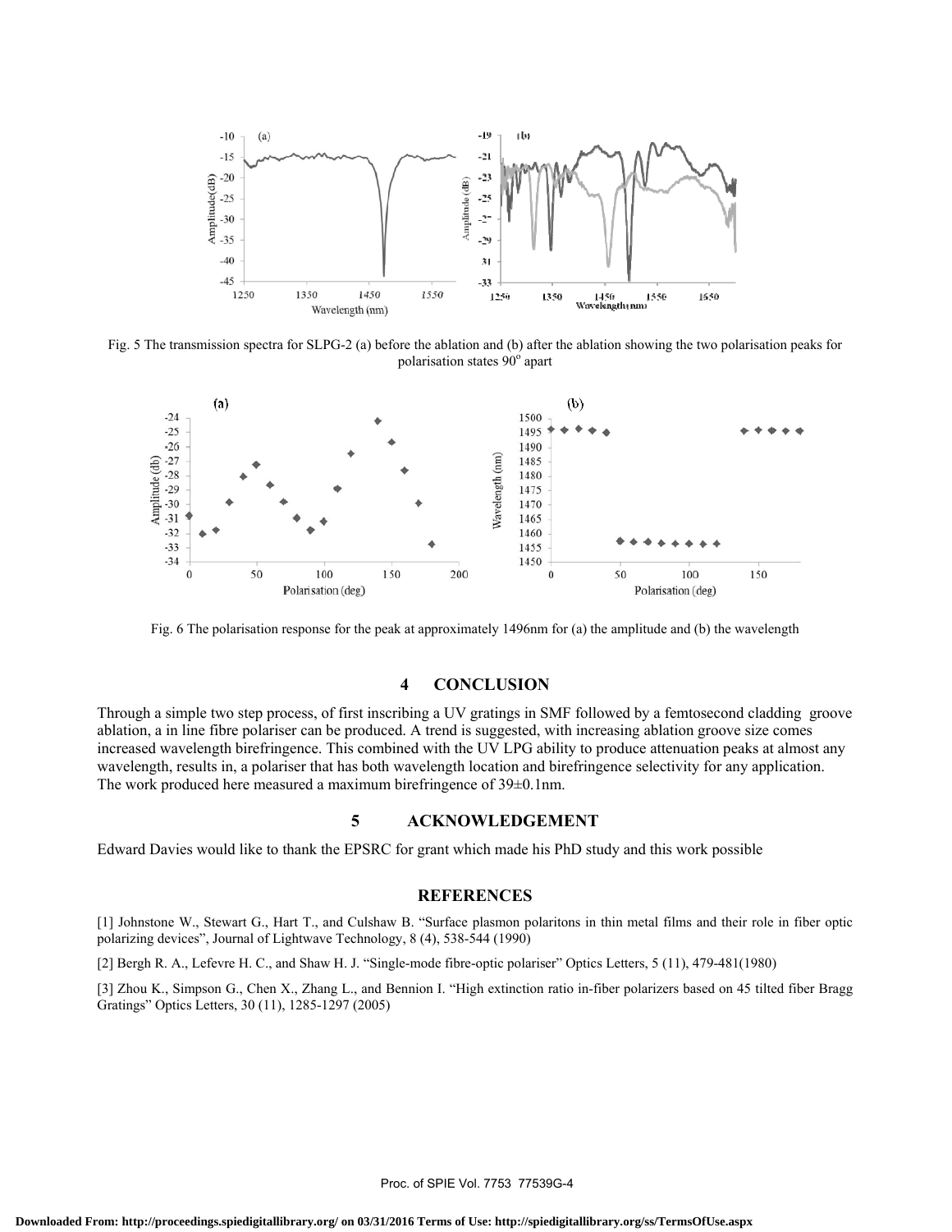(a)

-10
-15
-20
-25
-30
-35
-40
-45

Amplitude(dB)

1250 1350 1450 1550

Wavelength (nm)

(b)

-19
-21
-23
-25
-27
-29
-31
-33

Amplitude (dB)

1250 1350 1450 1550 1650

Wavelength (nm)

Fig. 5 The transmission spectra for SLPG-2 (a) before the ablation and (b) after the ablation showing the two polarisation peaks for polarisation states 90° apart

(a)

-24
-25
-26
-27
-28
-29
-30
-31
-32
-33
-34

Amplitude (db)

0 50 100 150 200

Polarisation (deg)

(b)

1500
1495
1490
1485
1480
1475
1470
1465
1460
1455
1450

Wavelength (nm)

0 50 100 150

Polarisation (deg)

Fig. 6 The polarisation response for the peak at approximately 1496nm for (a) the amplitude and (b) the wavelength

## 4 CONCLUSION

Through a simple two step process, of first inscribing a UV gratings in SMF followed by a femtosecond cladding groove ablation, a in line fibre polariser can be produced. A trend is suggested, with increasing ablation groove size comes increased wavelength birefringence. This combined with the UV LPG ability to produce attenuation peaks at almost any wavelength, results in, a polariser that has both wavelength location and birefringence selectivity for any application. The work produced here measured a maximum birefringence of 39±0.1nm.

## 5 ACKNOWLEDGEMENT

Edward Davies would like to thank the EPSRC for grant which made his PhD study and this work possible

## REFERENCES

[1] Johnstone W., Stewart G., Hart T., and Culshaw B. "Surface plasmon polaritons in thin metal films and their role in fiber optic polarizing devices", Journal of Lightwave Technology, 8 (4), 538-544 (1990)

[2] Bergh R. A., Lefevre H. C., and Shaw H. J. "Single-mode fibre-optic polariser" Optics Letters, 5 (11), 479-481(1980)

[3] Zhou K., Simpson G., Chen X., Zhang L., and Bennion I. "High extinction ratio in-fiber polarizers based on 45 tilted fiber Bragg Gratings" Optics Letters, 30 (11), 1285-1297 (2005)